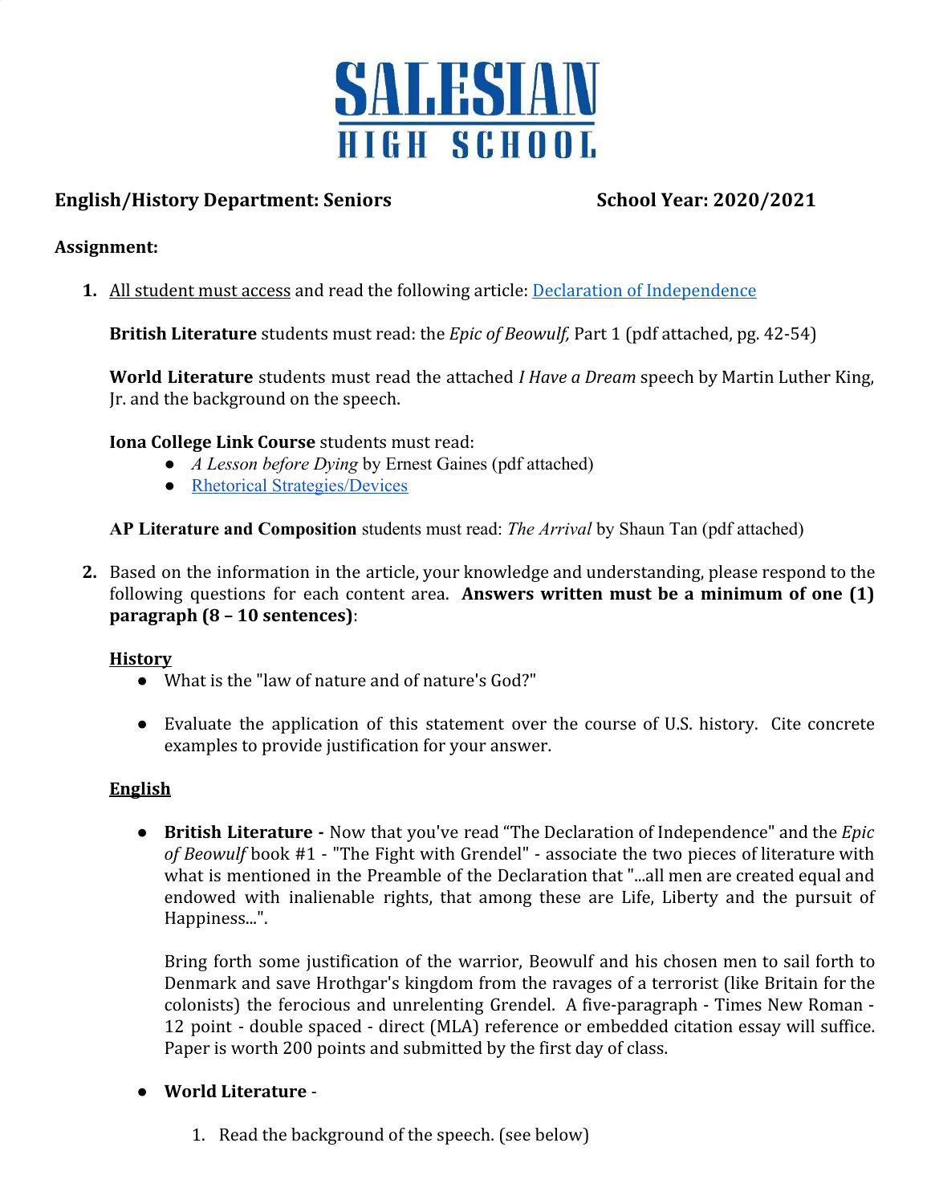# SALESIAN HIGH SCHOOL

**English/History Department: Seniors** **School Year: 2020/2021**

**Assignment:**

1. All student must access and read the following article: [Declaration of Independence]

   **British Literature** students must read: the *Epic of Beowulf,* Part 1 (pdf attached, pg. 42-54)

   **World Literature** students must read the attached *I Have a Dream* speech by Martin Luther King, Jr. and the background on the speech.

   **Iona College Link Course** students must read:
   - *A Lesson before Dying* by Ernest Gaines (pdf attached)
   - [Rhetorical Strategies/Devices]

   **AP Literature and Composition** students must read: *The Arrival* by Shaun Tan (pdf attached)

2. Based on the information in the article, your knowledge and understanding, please respond to the following questions for each content area. **Answers written must be a minimum of one (1) paragraph (8 – 10 sentences)**:

   **History**
   - What is the "law of nature and of nature's God?"
   - Evaluate the application of this statement over the course of U.S. history. Cite concrete examples to provide justification for your answer.

   **English**
   - **British Literature -** Now that you've read "The Declaration of Independence" and the *Epic of Beowulf* book #1 - "The Fight with Grendel" - associate the two pieces of literature with what is mentioned in the Preamble of the Declaration that "...all men are created equal and endowed with inalienable rights, that among these are Life, Liberty and the pursuit of Happiness...".

     Bring forth some justification of the warrior, Beowulf and his chosen men to sail forth to Denmark and save Hrothgar's kingdom from the ravages of a terrorist (like Britain for the colonists) the ferocious and unrelenting Grendel. A five-paragraph - Times New Roman - 12 point - double spaced - direct (MLA) reference or embedded citation essay will suffice. Paper is worth 200 points and submitted by the first day of class.

   - **World Literature** -
     1. Read the background of the speech. (see below)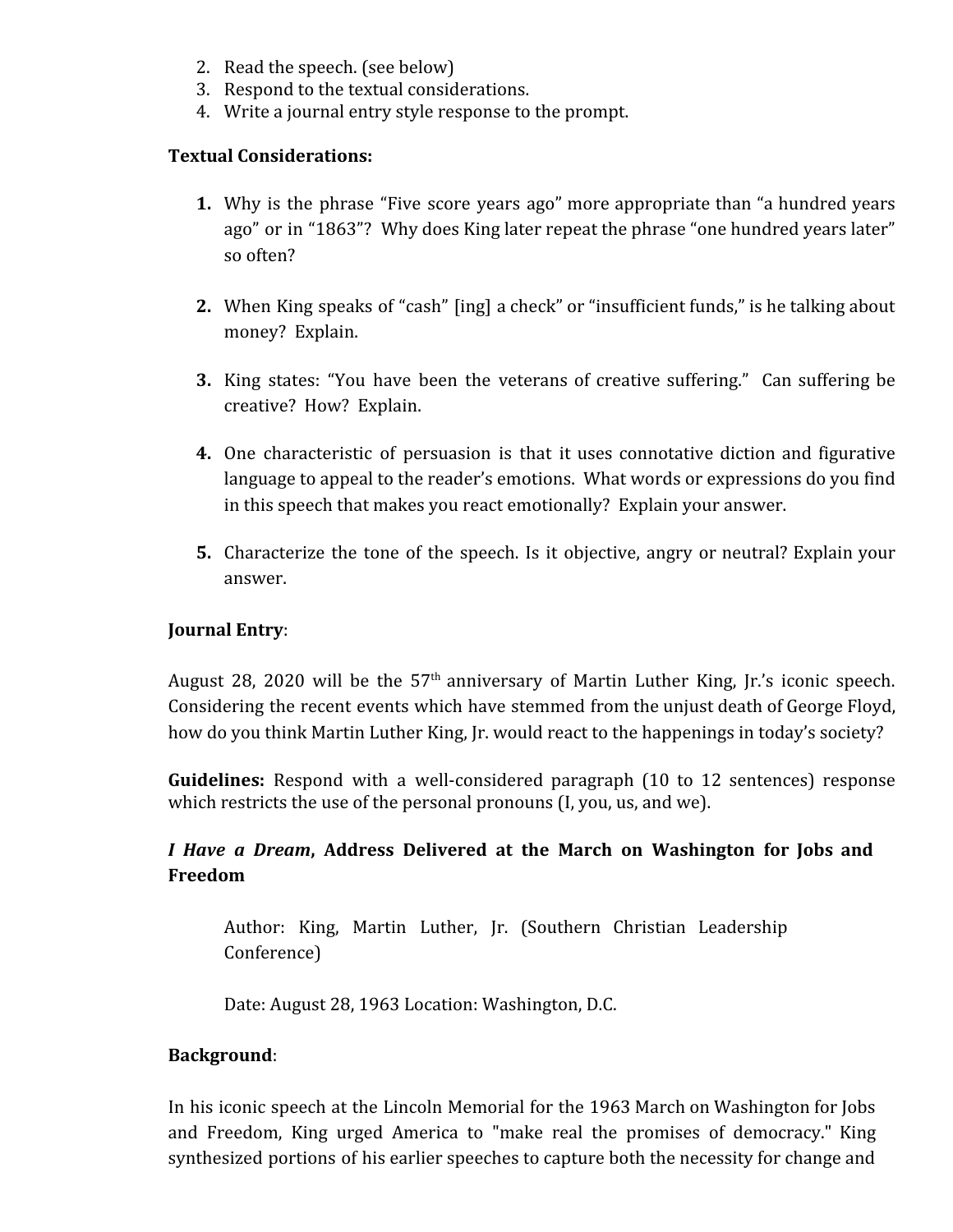2. Read the speech. (see below)
3. Respond to the textual considerations.
4. Write a journal entry style response to the prompt.

**Textual Considerations:**

1. Why is the phrase "Five score years ago" more appropriate than "a hundred years ago" or in "1863"? Why does King later repeat the phrase "one hundred years later" so often?

2. When King speaks of "cash" [ing] a check" or "insufficient funds," is he talking about money? Explain.

3. King states: "You have been the veterans of creative suffering." Can suffering be creative? How? Explain.

4. One characteristic of persuasion is that it uses connotative diction and figurative language to appeal to the reader's emotions. What words or expressions do you find in this speech that makes you react emotionally? Explain your answer.

5. Characterize the tone of the speech. Is it objective, angry or neutral? Explain your answer.

**Journal Entry**:

August 28, 2020 will be the 57th anniversary of Martin Luther King, Jr.'s iconic speech. Considering the recent events which have stemmed from the unjust death of George Floyd, how do you think Martin Luther King, Jr. would react to the happenings in today's society?

**Guidelines:** Respond with a well-considered paragraph (10 to 12 sentences) response which restricts the use of the personal pronouns (I, you, us, and we).

***I Have a Dream*, Address Delivered at the March on Washington for Jobs and Freedom**

> Author: King, Martin Luther, Jr. (Southern Christian Leadership Conference)
>
> Date: August 28, 1963 Location: Washington, D.C.

**Background**:

In his iconic speech at the Lincoln Memorial for the 1963 March on Washington for Jobs and Freedom, King urged America to "make real the promises of democracy." King synthesized portions of his earlier speeches to capture both the necessity for change and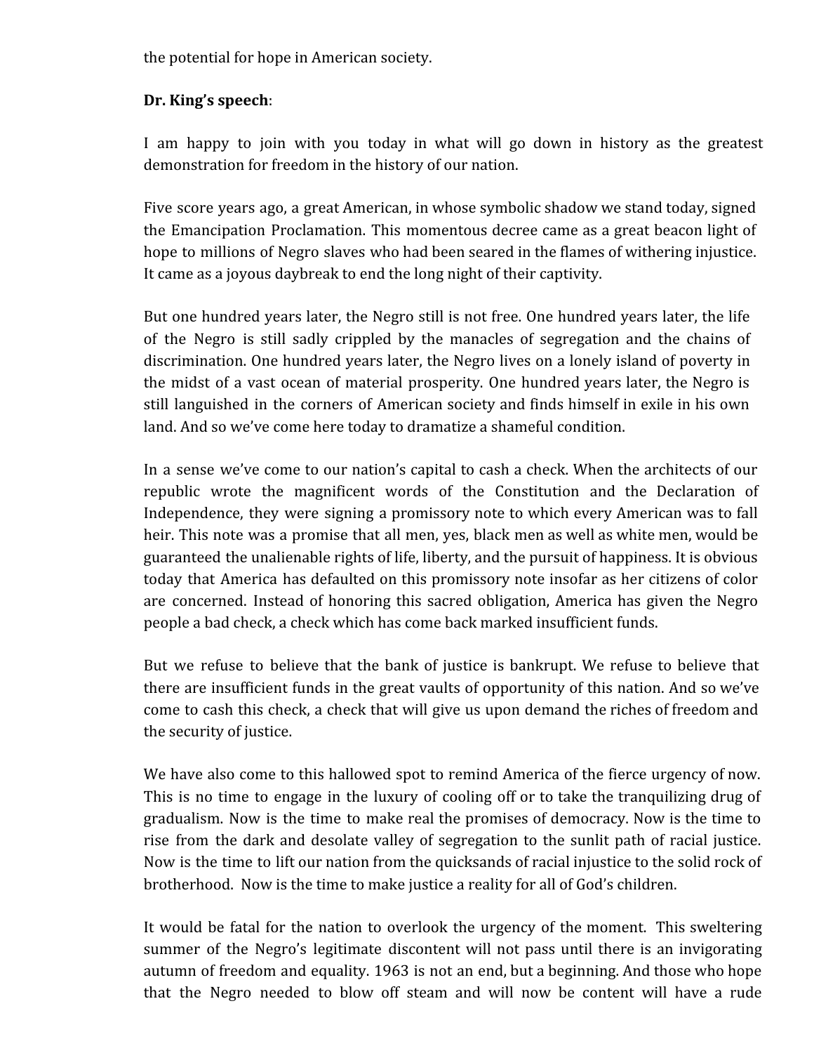the potential for hope in American society.

**Dr. King's speech**:

I am happy to join with you today in what will go down in history as the greatest demonstration for freedom in the history of our nation.

Five score years ago, a great American, in whose symbolic shadow we stand today, signed the Emancipation Proclamation. This momentous decree came as a great beacon light of hope to millions of Negro slaves who had been seared in the flames of withering injustice. It came as a joyous daybreak to end the long night of their captivity.

But one hundred years later, the Negro still is not free. One hundred years later, the life of the Negro is still sadly crippled by the manacles of segregation and the chains of discrimination. One hundred years later, the Negro lives on a lonely island of poverty in the midst of a vast ocean of material prosperity. One hundred years later, the Negro is still languished in the corners of American society and finds himself in exile in his own land. And so we've come here today to dramatize a shameful condition.

In a sense we've come to our nation's capital to cash a check. When the architects of our republic wrote the magnificent words of the Constitution and the Declaration of Independence, they were signing a promissory note to which every American was to fall heir. This note was a promise that all men, yes, black men as well as white men, would be guaranteed the unalienable rights of life, liberty, and the pursuit of happiness. It is obvious today that America has defaulted on this promissory note insofar as her citizens of color are concerned. Instead of honoring this sacred obligation, America has given the Negro people a bad check, a check which has come back marked insufficient funds.

But we refuse to believe that the bank of justice is bankrupt. We refuse to believe that there are insufficient funds in the great vaults of opportunity of this nation. And so we've come to cash this check, a check that will give us upon demand the riches of freedom and the security of justice.

We have also come to this hallowed spot to remind America of the fierce urgency of now. This is no time to engage in the luxury of cooling off or to take the tranquilizing drug of gradualism. Now is the time to make real the promises of democracy. Now is the time to rise from the dark and desolate valley of segregation to the sunlit path of racial justice. Now is the time to lift our nation from the quicksands of racial injustice to the solid rock of brotherhood. Now is the time to make justice a reality for all of God's children.

It would be fatal for the nation to overlook the urgency of the moment. This sweltering summer of the Negro's legitimate discontent will not pass until there is an invigorating autumn of freedom and equality. 1963 is not an end, but a beginning. And those who hope that the Negro needed to blow off steam and will now be content will have a rude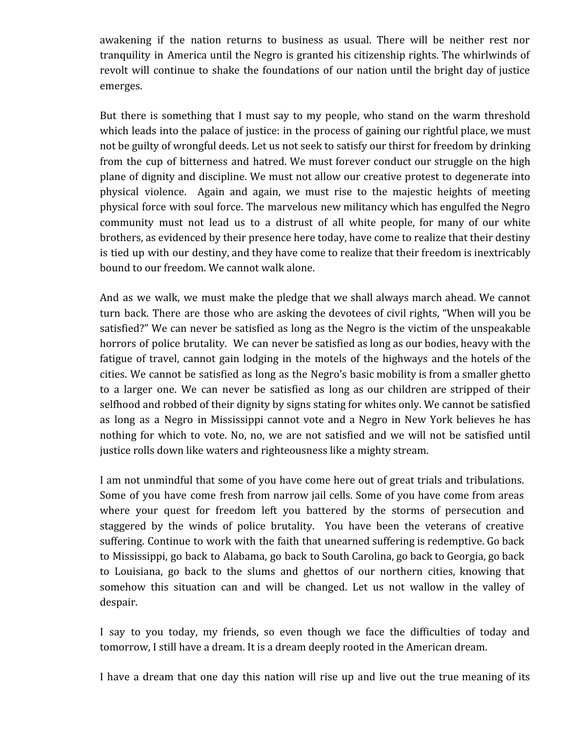awakening if the nation returns to business as usual. There will be neither rest nor tranquility in America until the Negro is granted his citizenship rights. The whirlwinds of revolt will continue to shake the foundations of our nation until the bright day of justice emerges.

But there is something that I must say to my people, who stand on the warm threshold which leads into the palace of justice: in the process of gaining our rightful place, we must not be guilty of wrongful deeds. Let us not seek to satisfy our thirst for freedom by drinking from the cup of bitterness and hatred. We must forever conduct our struggle on the high plane of dignity and discipline. We must not allow our creative protest to degenerate into physical violence. Again and again, we must rise to the majestic heights of meeting physical force with soul force. The marvelous new militancy which has engulfed the Negro community must not lead us to a distrust of all white people, for many of our white brothers, as evidenced by their presence here today, have come to realize that their destiny is tied up with our destiny, and they have come to realize that their freedom is inextricably bound to our freedom. We cannot walk alone.

And as we walk, we must make the pledge that we shall always march ahead. We cannot turn back. There are those who are asking the devotees of civil rights, "When will you be satisfied?" We can never be satisfied as long as the Negro is the victim of the unspeakable horrors of police brutality. We can never be satisfied as long as our bodies, heavy with the fatigue of travel, cannot gain lodging in the motels of the highways and the hotels of the cities. We cannot be satisfied as long as the Negro's basic mobility is from a smaller ghetto to a larger one. We can never be satisfied as long as our children are stripped of their selfhood and robbed of their dignity by signs stating for whites only. We cannot be satisfied as long as a Negro in Mississippi cannot vote and a Negro in New York believes he has nothing for which to vote. No, no, we are not satisfied and we will not be satisfied until justice rolls down like waters and righteousness like a mighty stream.

I am not unmindful that some of you have come here out of great trials and tribulations. Some of you have come fresh from narrow jail cells. Some of you have come from areas where your quest for freedom left you battered by the storms of persecution and staggered by the winds of police brutality. You have been the veterans of creative suffering. Continue to work with the faith that unearned suffering is redemptive. Go back to Mississippi, go back to Alabama, go back to South Carolina, go back to Georgia, go back to Louisiana, go back to the slums and ghettos of our northern cities, knowing that somehow this situation can and will be changed. Let us not wallow in the valley of despair.

I say to you today, my friends, so even though we face the difficulties of today and tomorrow, I still have a dream. It is a dream deeply rooted in the American dream.

I have a dream that one day this nation will rise up and live out the true meaning of its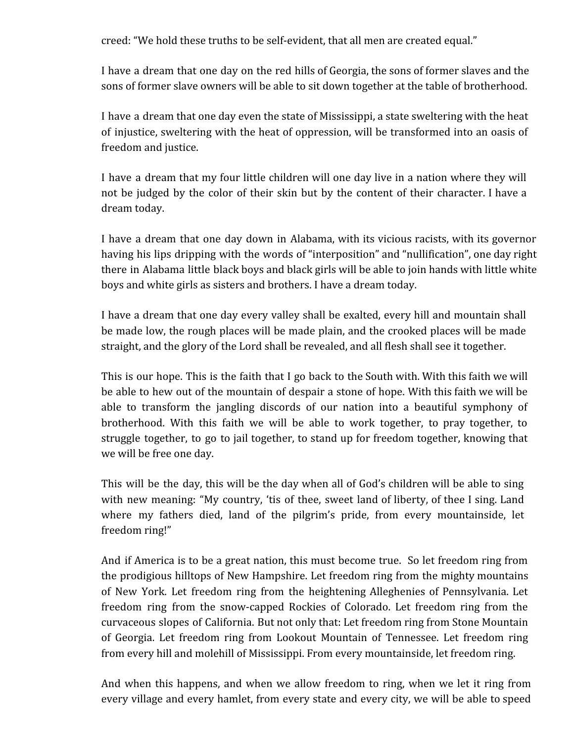creed: “We hold these truths to be self-evident, that all men are created equal.”

I have a dream that one day on the red hills of Georgia, the sons of former slaves and the sons of former slave owners will be able to sit down together at the table of brotherhood.

I have a dream that one day even the state of Mississippi, a state sweltering with the heat of injustice, sweltering with the heat of oppression, will be transformed into an oasis of freedom and justice.

I have a dream that my four little children will one day live in a nation where they will not be judged by the color of their skin but by the content of their character. I have a dream today.

I have a dream that one day down in Alabama, with its vicious racists, with its governor having his lips dripping with the words of “interposition” and “nullification”, one day right there in Alabama little black boys and black girls will be able to join hands with little white boys and white girls as sisters and brothers. I have a dream today.

I have a dream that one day every valley shall be exalted, every hill and mountain shall be made low, the rough places will be made plain, and the crooked places will be made straight, and the glory of the Lord shall be revealed, and all flesh shall see it together.

This is our hope. This is the faith that I go back to the South with. With this faith we will be able to hew out of the mountain of despair a stone of hope. With this faith we will be able to transform the jangling discords of our nation into a beautiful symphony of brotherhood. With this faith we will be able to work together, to pray together, to struggle together, to go to jail together, to stand up for freedom together, knowing that we will be free one day.

This will be the day, this will be the day when all of God’s children will be able to sing with new meaning: “My country, ‘tis of thee, sweet land of liberty, of thee I sing. Land where my fathers died, land of the pilgrim’s pride, from every mountainside, let freedom ring!”

And if America is to be a great nation, this must become true. So let freedom ring from the prodigious hilltops of New Hampshire. Let freedom ring from the mighty mountains of New York. Let freedom ring from the heightening Alleghenies of Pennsylvania. Let freedom ring from the snow-capped Rockies of Colorado. Let freedom ring from the curvaceous slopes of California. But not only that: Let freedom ring from Stone Mountain of Georgia. Let freedom ring from Lookout Mountain of Tennessee. Let freedom ring from every hill and molehill of Mississippi. From every mountainside, let freedom ring.

And when this happens, and when we allow freedom to ring, when we let it ring from every village and every hamlet, from every state and every city, we will be able to speed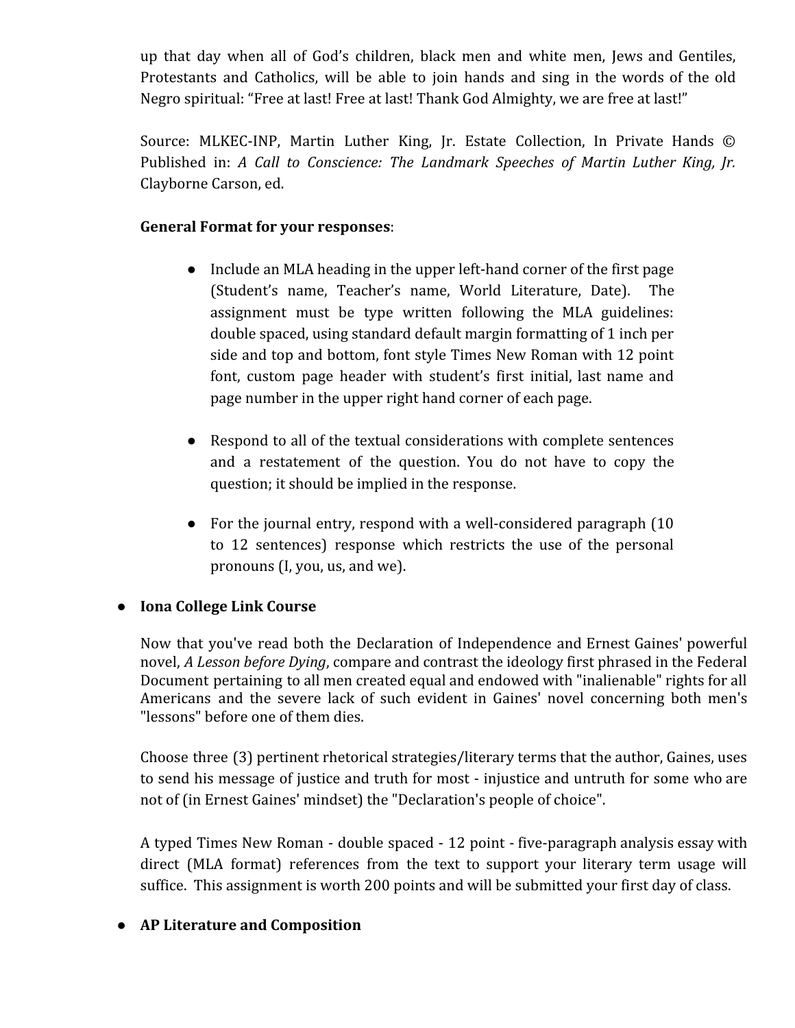up that day when all of God's children, black men and white men, Jews and Gentiles, Protestants and Catholics, will be able to join hands and sing in the words of the old Negro spiritual: "Free at last! Free at last! Thank God Almighty, we are free at last!"

Source: MLKEC-INP, Martin Luther King, Jr. Estate Collection, In Private Hands © Published in: *A Call to Conscience: The Landmark Speeches of Martin Luther King, Jr.* Clayborne Carson, ed.

**General Format for your responses**:

- Include an MLA heading in the upper left-hand corner of the first page (Student's name, Teacher's name, World Literature, Date). The assignment must be type written following the MLA guidelines: double spaced, using standard default margin formatting of 1 inch per side and top and bottom, font style Times New Roman with 12 point font, custom page header with student's first initial, last name and page number in the upper right hand corner of each page.

- Respond to all of the textual considerations with complete sentences and a restatement of the question. You do not have to copy the question; it should be implied in the response.

- For the journal entry, respond with a well-considered paragraph (10 to 12 sentences) response which restricts the use of the personal pronouns (I, you, us, and we).

- **Iona College Link Course**

  Now that you've read both the Declaration of Independence and Ernest Gaines' powerful novel, *A Lesson before Dying*, compare and contrast the ideology first phrased in the Federal Document pertaining to all men created equal and endowed with "inalienable" rights for all Americans and the severe lack of such evident in Gaines' novel concerning both men's "lessons" before one of them dies.

  Choose three (3) pertinent rhetorical strategies/literary terms that the author, Gaines, uses to send his message of justice and truth for most - injustice and untruth for some who are not of (in Ernest Gaines' mindset) the "Declaration's people of choice".

  A typed Times New Roman - double spaced - 12 point - five-paragraph analysis essay with direct (MLA format) references from the text to support your literary term usage will suffice. This assignment is worth 200 points and will be submitted your first day of class.

- **AP Literature and Composition**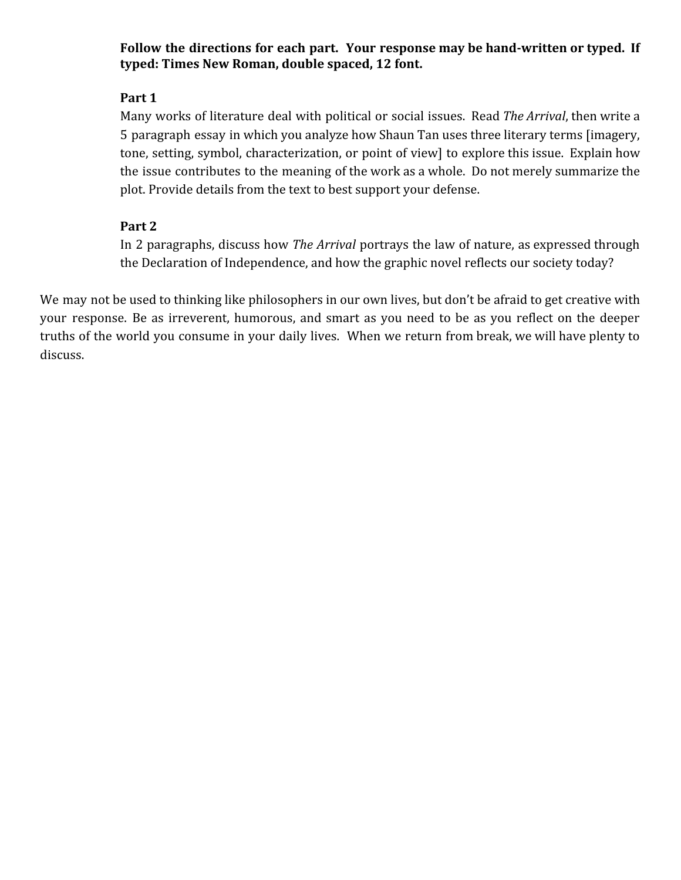**Follow the directions for each part. Your response may be hand-written or typed. If typed: Times New Roman, double spaced, 12 font.**

**Part 1**

Many works of literature deal with political or social issues. Read *The Arrival*, then write a 5 paragraph essay in which you analyze how Shaun Tan uses three literary terms [imagery, tone, setting, symbol, characterization, or point of view] to explore this issue. Explain how the issue contributes to the meaning of the work as a whole. Do not merely summarize the plot. Provide details from the text to best support your defense.

**Part 2**

In 2 paragraphs, discuss how *The Arrival* portrays the law of nature, as expressed through the Declaration of Independence, and how the graphic novel reflects our society today?

We may not be used to thinking like philosophers in our own lives, but don't be afraid to get creative with your response. Be as irreverent, humorous, and smart as you need to be as you reflect on the deeper truths of the world you consume in your daily lives. When we return from break, we will have plenty to discuss.